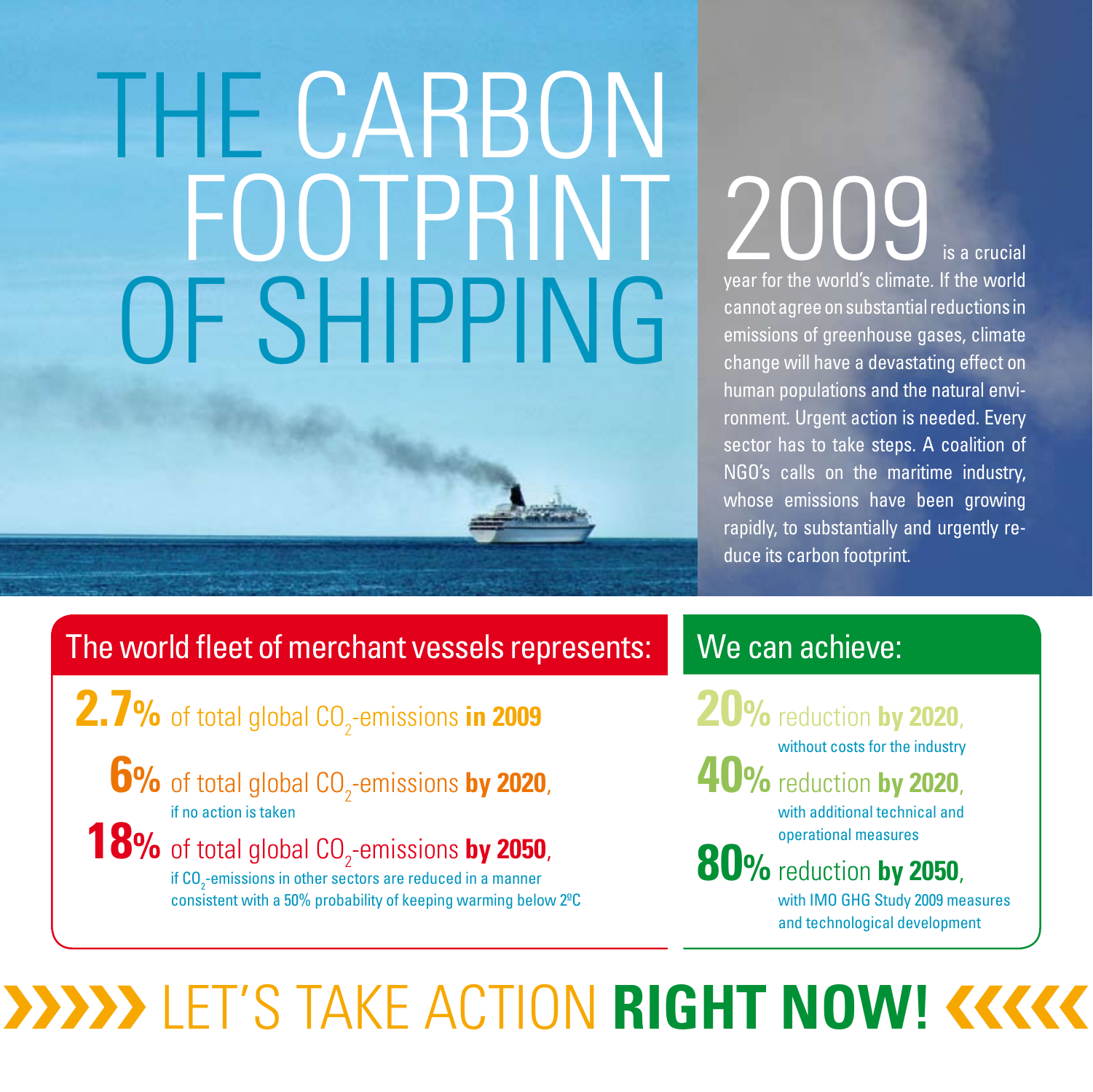# THE CARBON FOOTPRINT OF SHIPPING

**2009** is a crucial year for the world's climate. If the world cannot agree on substantial reductions in emissions of greenhouse gases, climate change will have a devastating effect on human populations and the natural environment. Urgent action is needed. Every sector has to take steps. A coalition of NGO's calls on the maritime industry, whose emissions have been growing rapidly, to substantially and urgently reduce its carbon footprint.

## The world fleet of merchant vessels represents:

**2.7%** of total global $CO_2$-emissions **in 2009**

**6%** of total global $CO_2$-emissions **by 2020**,
if no action is taken

**18%** of total global $CO_2$-emissions **by 2050**,
if $CO_2$-emissions in other sectors are reduced in a manner consistent with a 50% probability of keeping warming below 2ºC

## We can achieve:

**20%** reduction **by 2020**,
without costs for the industry

**40%** reduction **by 2020**,
with additional technical and operational measures

**80%** reduction **by 2050**,
with IMO GHG Study 2009 measures and technological development

## »»» LET'S TAKE ACTION **RIGHT NOW!** «««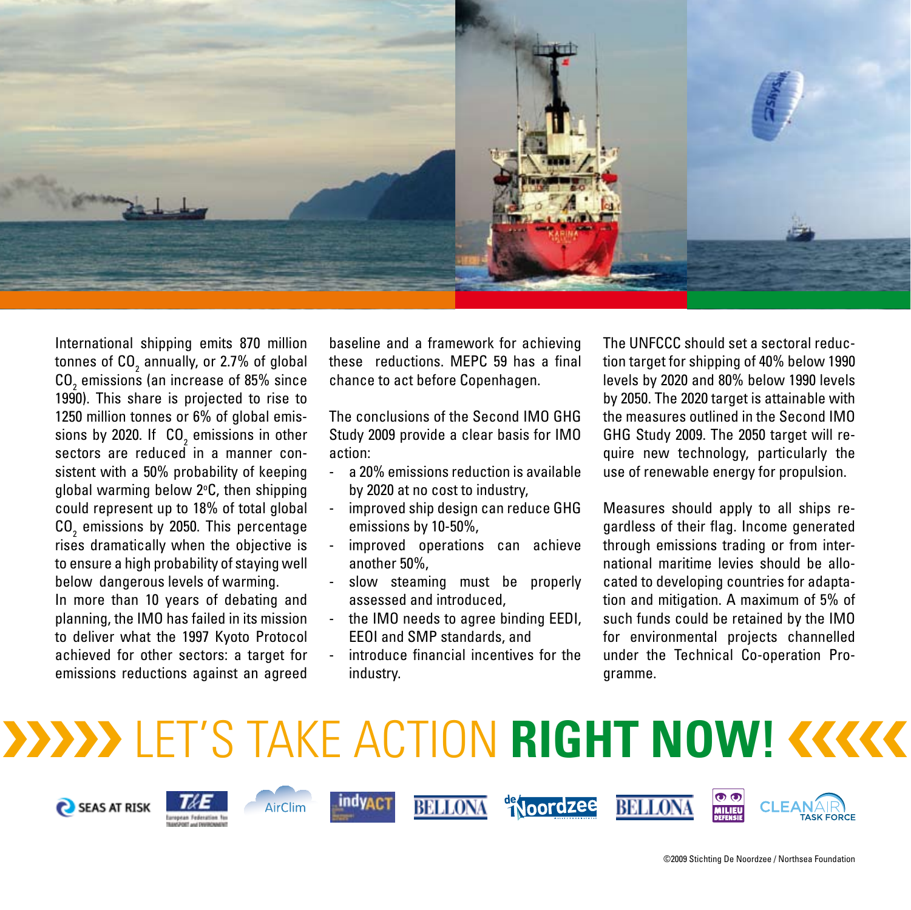International shipping emits 870 million tonnes of $CO_2$ annually, or 2.7% of global $CO_2$ emissions (an increase of 85% since 1990). This share is projected to rise to 1250 million tonnes or 6% of global emissions by 2020. If $CO_2$ emissions in other sectors are reduced in a manner consistent with a 50% probability of keeping global warming below 2°C, then shipping could represent up to 18% of total global $CO_2$ emissions by 2050. This percentage rises dramatically when the objective is to ensure a high probability of staying well below dangerous levels of warming.

In more than 10 years of debating and planning, the IMO has failed in its mission to deliver what the 1997 Kyoto Protocol achieved for other sectors: a target for emissions reductions against an agreed baseline and a framework for achieving these reductions. MEPC 59 has a final chance to act before Copenhagen.

The conclusions of the Second IMO GHG Study 2009 provide a clear basis for IMO action:

- a 20% emissions reduction is available by 2020 at no cost to industry,
- improved ship design can reduce GHG emissions by 10-50%,
- improved operations can achieve another 50%,
- slow steaming must be properly assessed and introduced,
- the IMO needs to agree binding EEDI, EEOI and SMP standards, and
- introduce financial incentives for the industry.

The UNFCCC should set a sectoral reduction target for shipping of 40% below 1990 levels by 2020 and 80% below 1990 levels by 2050. The 2020 target is attainable with the measures outlined in the Second IMO GHG Study 2009. The 2050 target will require new technology, particularly the use of renewable energy for propulsion.

Measures should apply to all ships regardless of their flag. Income generated through emissions trading or from international maritime levies should be allocated to developing countries for adaptation and mitigation. A maximum of 5% of such funds could be retained by the IMO for environmental projects channelled under the Technical Co-operation Programme.

## ››››› LET'S TAKE ACTION **RIGHT NOW!** ‹‹‹‹‹

SEAS AT RISK · T&E European Federation for Transport and Environment · AirClim · indyACT · BELLONA · de Noordzee · BELLONA · MILIEU DEFENSIE · CLEAN AIR TASK FORCE

©2009 Stichting De Noordzee / Northsea Foundation